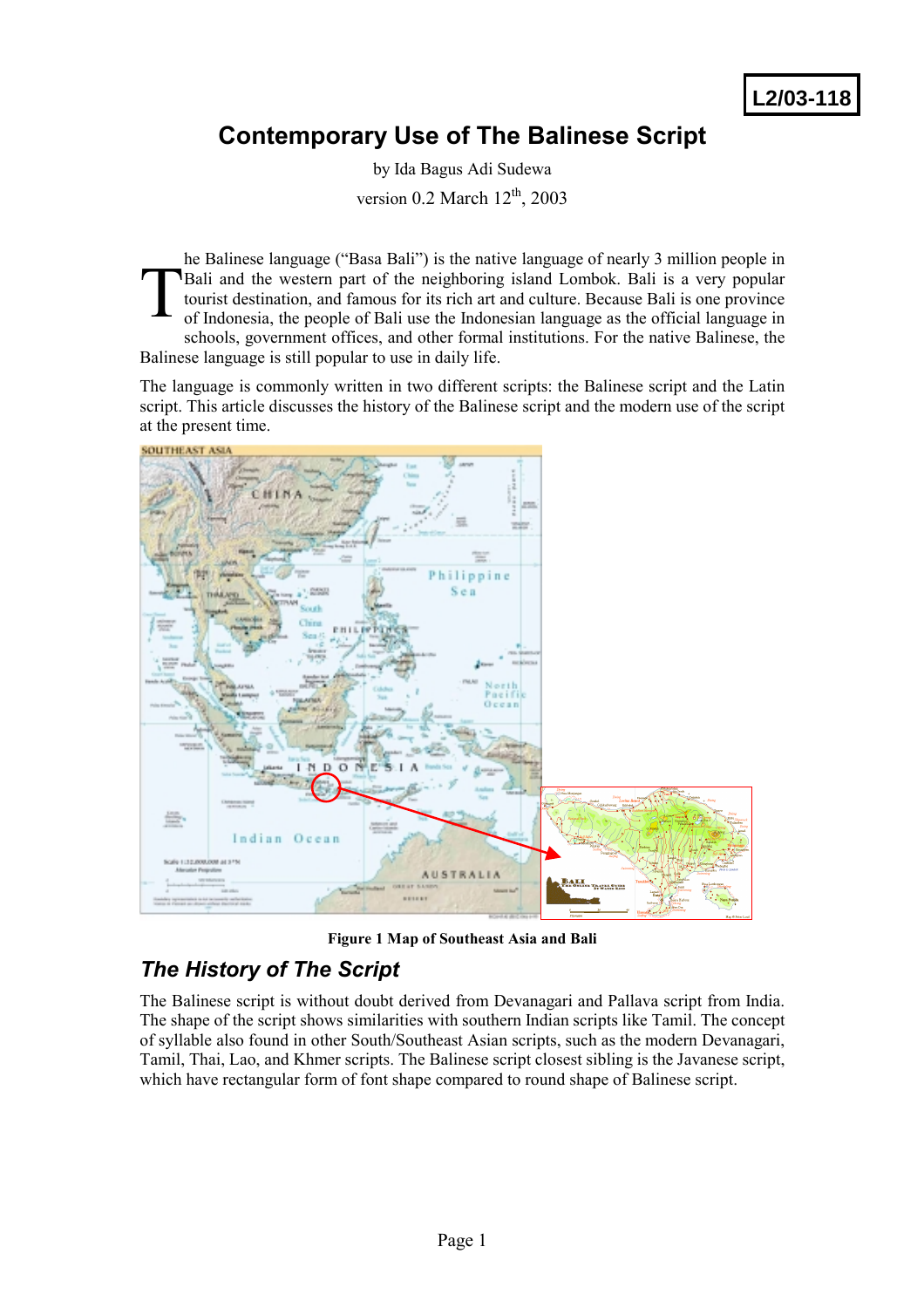L2/03-118

# Contemporary Use of The Balinese Script

by Ida Bagus Adi Sudewa

version 0.2 March 12th, 2003

The Balinese language ("Basa Bali") is the native language of nearly 3 million people in Bali and the western part of the neighboring island Lombok. Bali is a very popular tourist destination, and famous for its rich art and culture. Because Bali is one province of Indonesia, the people of Bali use the Indonesian language as the official language in schools, government offices, and other formal institutions. For the native Balinese, the Balinese language is still popular to use in daily life.

The language is commonly written in two different scripts: the Balinese script and the Latin script. This article discusses the history of the Balinese script and the modern use of the script at the present time.

**Figure 1 Map of Southeast Asia and Bali**

## *The History of The Script*

The Balinese script is without doubt derived from Devanagari and Pallava script from India. The shape of the script shows similarities with southern Indian scripts like Tamil. The concept of syllable also found in other South/Southeast Asian scripts, such as the modern Devanagari, Tamil, Thai, Lao, and Khmer scripts. The Balinese script closest sibling is the Javanese script, which have rectangular form of font shape compared to round shape of Balinese script.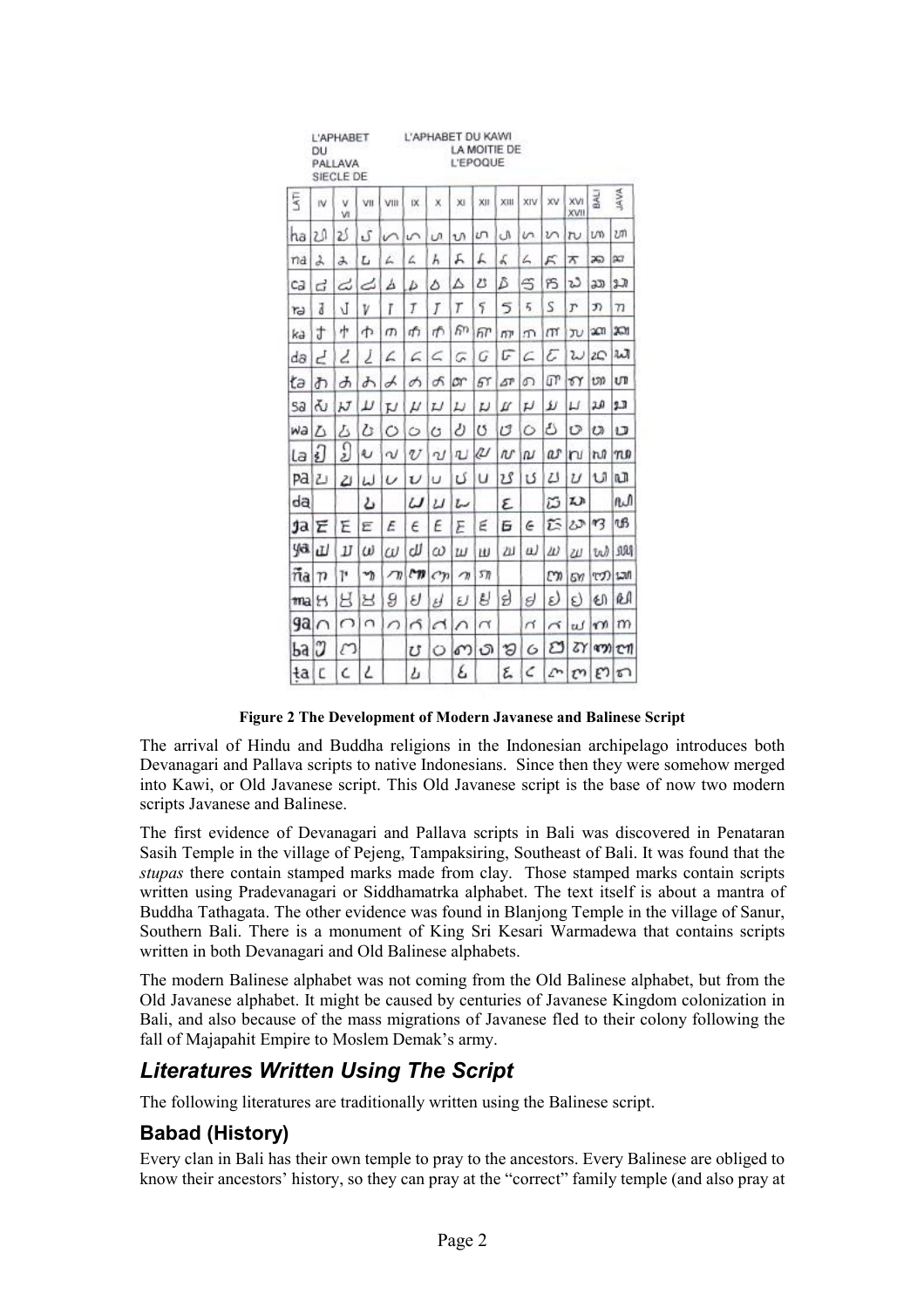Figure 2 The Development of Modern Javanese and Balinese Script

The arrival of Hindu and Buddha religions in the Indonesian archipelago introduces both Devanagari and Pallava scripts to native Indonesians. Since then they were somehow merged into Kawi, or Old Javanese script. This Old Javanese script is the base of now two modern scripts Javanese and Balinese.

The first evidence of Devanagari and Pallava scripts in Bali was discovered in Penataran Sasih Temple in the village of Pejeng, Tampaksiring, Southeast of Bali. It was found that the *stupas* there contain stamped marks made from clay. Those stamped marks contain scripts written using Pradevanagari or Siddhamatrka alphabet. The text itself is about a mantra of Buddha Tathagata. The other evidence was found in Blanjong Temple in the village of Sanur, Southern Bali. There is a monument of King Sri Kesari Warmadewa that contains scripts written in both Devanagari and Old Balinese alphabets.

The modern Balinese alphabet was not coming from the Old Balinese alphabet, but from the Old Javanese alphabet. It might be caused by centuries of Javanese Kingdom colonization in Bali, and also because of the mass migrations of Javanese fled to their colony following the fall of Majapahit Empire to Moslem Demak's army.

## Literatures Written Using The Script

The following literatures are traditionally written using the Balinese script.

### Babad (History)

Every clan in Bali has their own temple to pray to the ancestors. Every Balinese are obliged to know their ancestors' history, so they can pray at the "correct" family temple (and also pray at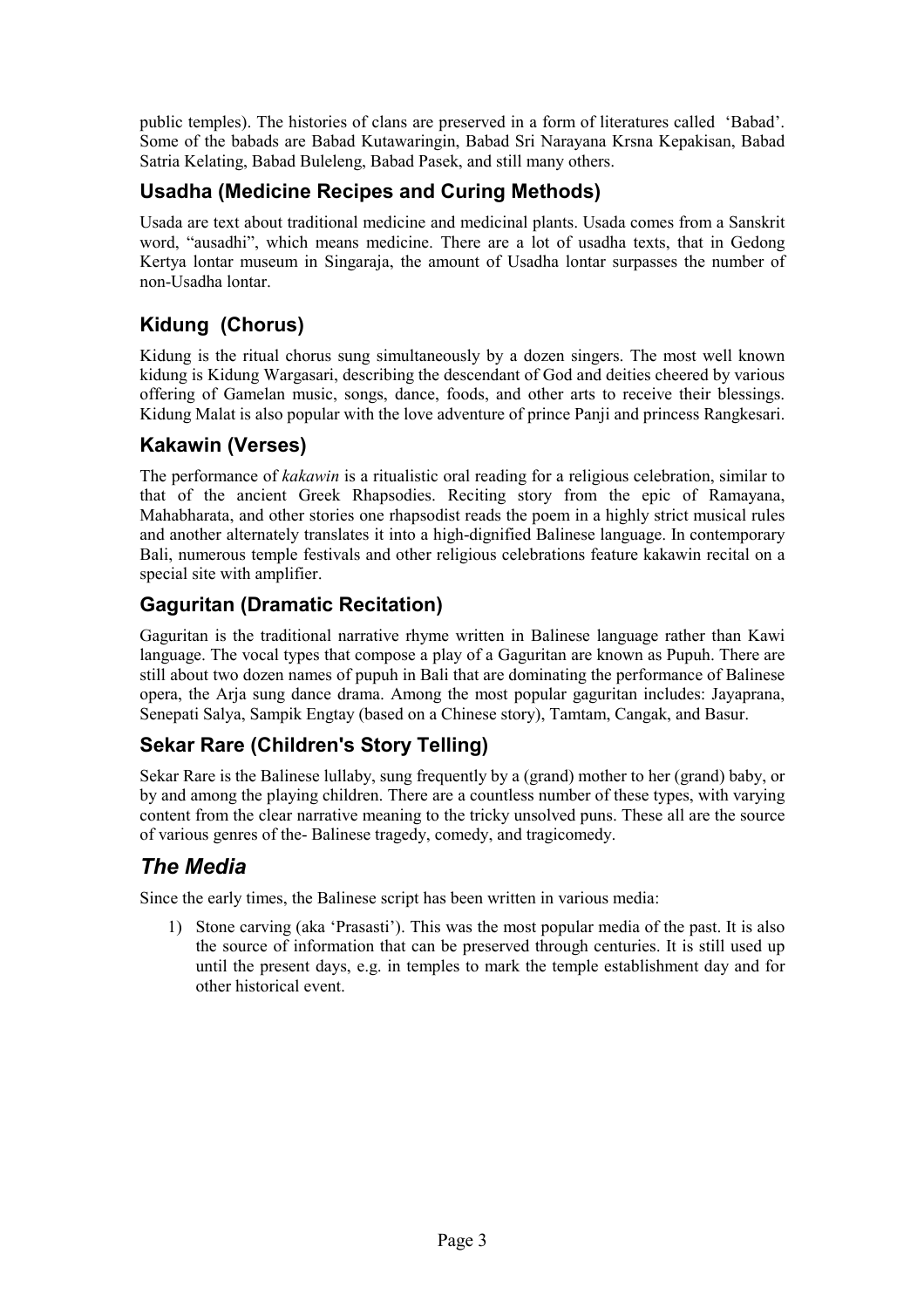public temples). The histories of clans are preserved in a form of literatures called 'Babad'. Some of the babads are Babad Kutawaringin, Babad Sri Narayana Krsna Kepakisan, Babad Satria Kelating, Babad Buleleng, Babad Pasek, and still many others.

### Usadha (Medicine Recipes and Curing Methods)

Usada are text about traditional medicine and medicinal plants. Usada comes from a Sanskrit word, "ausadhi", which means medicine. There are a lot of usadha texts, that in Gedong Kertya lontar museum in Singaraja, the amount of Usadha lontar surpasses the number of non-Usadha lontar.

### Kidung (Chorus)

Kidung is the ritual chorus sung simultaneously by a dozen singers. The most well known kidung is Kidung Wargasari, describing the descendant of God and deities cheered by various offering of Gamelan music, songs, dance, foods, and other arts to receive their blessings. Kidung Malat is also popular with the love adventure of prince Panji and princess Rangkesari.

### Kakawin (Verses)

The performance of *kakawin* is a ritualistic oral reading for a religious celebration, similar to that of the ancient Greek Rhapsodies. Reciting story from the epic of Ramayana, Mahabharata, and other stories one rhapsodist reads the poem in a highly strict musical rules and another alternately translates it into a high-dignified Balinese language. In contemporary Bali, numerous temple festivals and other religious celebrations feature kakawin recital on a special site with amplifier.

### Gaguritan (Dramatic Recitation)

Gaguritan is the traditional narrative rhyme written in Balinese language rather than Kawi language. The vocal types that compose a play of a Gaguritan are known as Pupuh. There are still about two dozen names of pupuh in Bali that are dominating the performance of Balinese opera, the Arja sung dance drama. Among the most popular gaguritan includes: Jayaprana, Senepati Salya, Sampik Engtay (based on a Chinese story), Tamtam, Cangak, and Basur.

### Sekar Rare (Children's Story Telling)

Sekar Rare is the Balinese lullaby, sung frequently by a (grand) mother to her (grand) baby, or by and among the playing children. There are a countless number of these types, with varying content from the clear narrative meaning to the tricky unsolved puns. These all are the source of various genres of the- Balinese tragedy, comedy, and tragicomedy.

## *The Media*

Since the early times, the Balinese script has been written in various media:

1) Stone carving (aka 'Prasasti'). This was the most popular media of the past. It is also the source of information that can be preserved through centuries. It is still used up until the present days, e.g. in temples to mark the temple establishment day and for other historical event.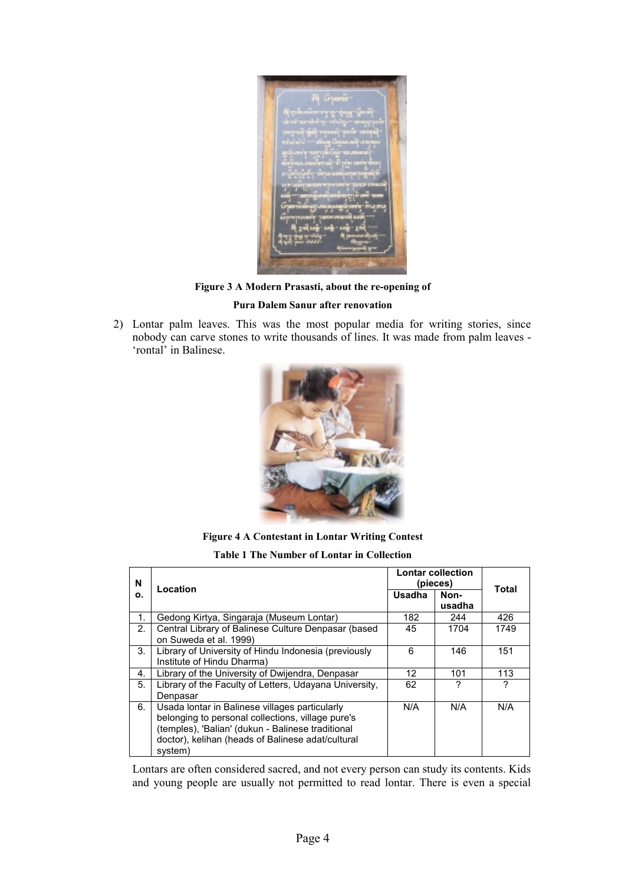**Figure 3 A Modern Prasasti, about the re-opening of Pura Dalem Sanur after renovation**

2) Lontar palm leaves. This was the most popular media for writing stories, since nobody can carve stones to write thousands of lines. It was made from palm leaves - 'rontal' in Balinese.

**Figure 4 A Contestant in Lontar Writing Contest**

**Table 1 The Number of Lontar in Collection**

| No. | Location | Lontar collection (pieces) | | Total |
|---|---|---|---|---|
| | | Usadha | Non-usadha | |
| 1. | Gedong Kirtya, Singaraja (Museum Lontar) | 182 | 244 | 426 |
| 2. | Central Library of Balinese Culture Denpasar (based on Suweda et al. 1999) | 45 | 1704 | 1749 |
| 3. | Library of University of Hindu Indonesia (previously Institute of Hindu Dharma) | 6 | 146 | 151 |
| 4. | Library of the University of Dwijendra, Denpasar | 12 | 101 | 113 |
| 5. | Library of the Faculty of Letters, Udayana University, Denpasar | 62 | ? | ? |
| 6. | Usada lontar in Balinese villages particularly belonging to personal collections, village pure's (temples), 'Balian' (dukun - Balinese traditional doctor), kelihan (heads of Balinese adat/cultural system) | N/A | N/A | N/A |

Lontars are often considered sacred, and not every person can study its contents. Kids and young people are usually not permitted to read lontar. There is even a special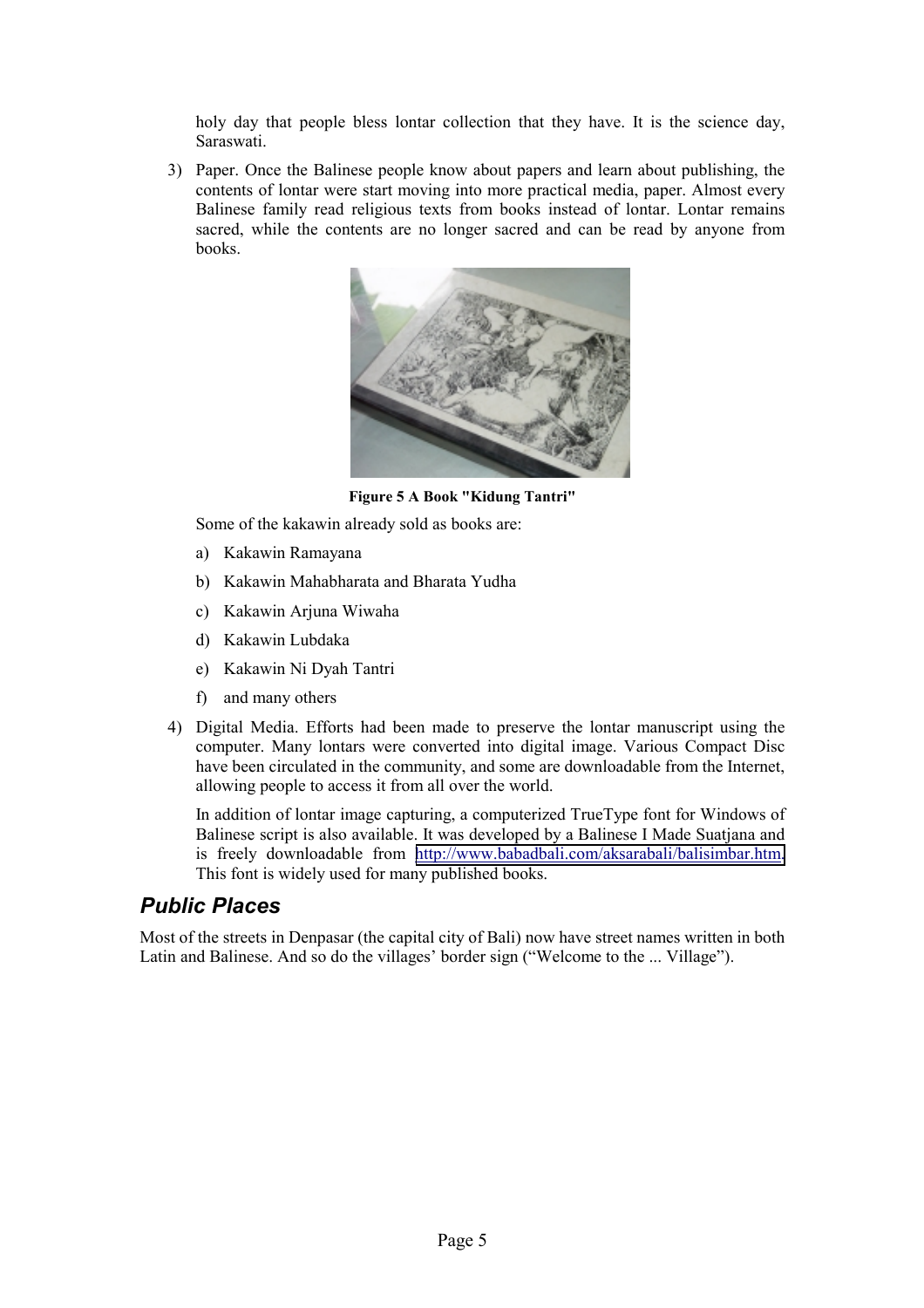holy day that people bless lontar collection that they have. It is the science day, Saraswati.

3) Paper. Once the Balinese people know about papers and learn about publishing, the contents of lontar were start moving into more practical media, paper. Almost every Balinese family read religious texts from books instead of lontar. Lontar remains sacred, while the contents are no longer sacred and can be read by anyone from books.

**Figure 5 A Book "Kidung Tantri"**

Some of the kakawin already sold as books are:

a) Kakawin Ramayana
b) Kakawin Mahabharata and Bharata Yudha
c) Kakawin Arjuna Wiwaha
d) Kakawin Lubdaka
e) Kakawin Ni Dyah Tantri
f) and many others

4) Digital Media. Efforts had been made to preserve the lontar manuscript using the computer. Many lontars were converted into digital image. Various Compact Disc have been circulated in the community, and some are downloadable from the Internet, allowing people to access it from all over the world.

In addition of lontar image capturing, a computerized TrueType font for Windows of Balinese script is also available. It was developed by a Balinese I Made Suatjana and is freely downloadable from http://www.babadbali.com/aksarabali/balisimbar.htm. This font is widely used for many published books.

## Public Places

Most of the streets in Denpasar (the capital city of Bali) now have street names written in both Latin and Balinese. And so do the villages' border sign ("Welcome to the ... Village").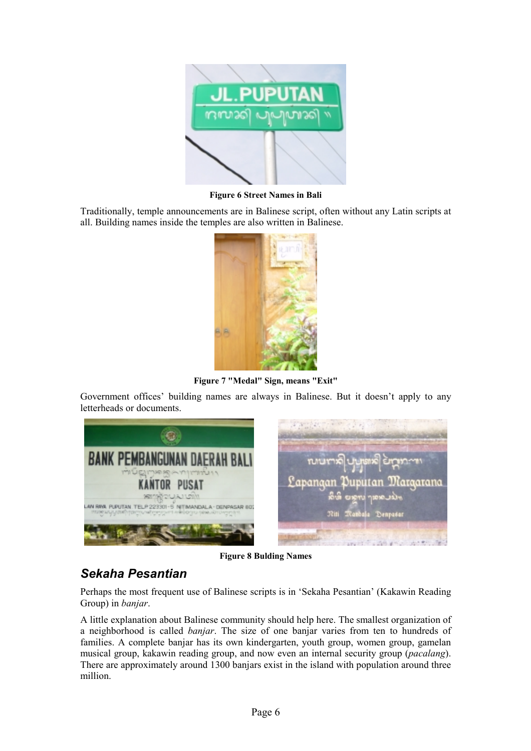**Figure 6 Street Names in Bali**

Traditionally, temple announcements are in Balinese script, often without any Latin scripts at all. Building names inside the temples are also written in Balinese.

**Figure 7 "Medal" Sign, means "Exit"**

Government offices' building names are always in Balinese. But it doesn't apply to any letterheads or documents.

**Figure 8 Bulding Names**

## *Sekaha Pesantian*

Perhaps the most frequent use of Balinese scripts is in 'Sekaha Pesantian' (Kakawin Reading Group) in *banjar*.

A little explanation about Balinese community should help here. The smallest organization of a neighborhood is called *banjar*. The size of one banjar varies from ten to hundreds of families. A complete banjar has its own kindergarten, youth group, women group, gamelan musical group, kakawin reading group, and now even an internal security group (*pacalang*). There are approximately around 1300 banjars exist in the island with population around three million.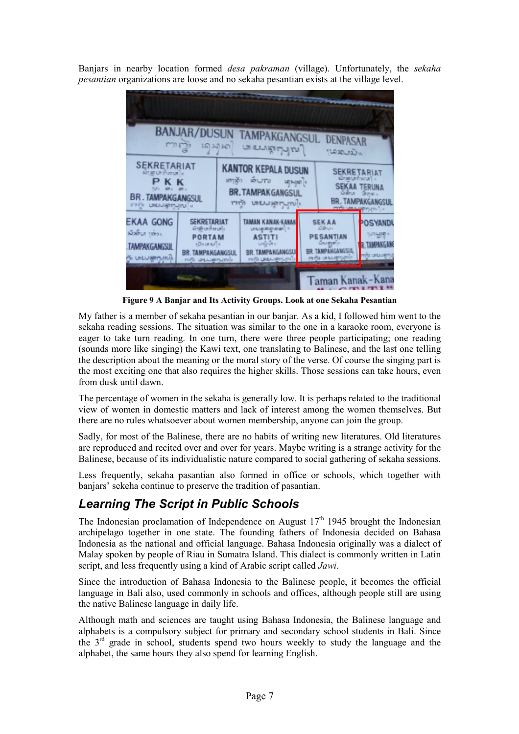Banjars in nearby location formed *desa pakraman* (village). Unfortunately, the *sekaha pesantian* organizations are loose and no sekaha pesantian exists at the village level.

**Figure 9 A Banjar and Its Activity Groups. Look at one Sekaha Pesantian**

My father is a member of sekaha pesantian in our banjar. As a kid, I followed him went to the sekaha reading sessions. The situation was similar to the one in a karaoke room, everyone is eager to take turn reading. In one turn, there were three people participating; one reading (sounds more like singing) the Kawi text, one translating to Balinese, and the last one telling the description about the meaning or the moral story of the verse. Of course the singing part is the most exciting one that also requires the higher skills. Those sessions can take hours, even from dusk until dawn.

The percentage of women in the sekaha is generally low. It is perhaps related to the traditional view of women in domestic matters and lack of interest among the women themselves. But there are no rules whatsoever about women membership, anyone can join the group.

Sadly, for most of the Balinese, there are no habits of writing new literatures. Old literatures are reproduced and recited over and over for years. Maybe writing is a strange activity for the Balinese, because of its individualistic nature compared to social gathering of sekaha sessions.

Less frequently, sekaha pasantian also formed in office or schools, which together with banjars' sekeha continue to preserve the tradition of pasantian.

## Learning The Script in Public Schools

The Indonesian proclamation of Independence on August 17[th] 1945 brought the Indonesian archipelago together in one state. The founding fathers of Indonesia decided on Bahasa Indonesia as the national and official language. Bahasa Indonesia originally was a dialect of Malay spoken by people of Riau in Sumatra Island. This dialect is commonly written in Latin script, and less frequently using a kind of Arabic script called *Jawi*.

Since the introduction of Bahasa Indonesia to the Balinese people, it becomes the official language in Bali also, used commonly in schools and offices, although people still are using the native Balinese language in daily life.

Although math and sciences are taught using Bahasa Indonesia, the Balinese language and alphabets is a compulsory subject for primary and secondary school students in Bali. Since the 3[rd] grade in school, students spend two hours weekly to study the language and the alphabet, the same hours they also spend for learning English.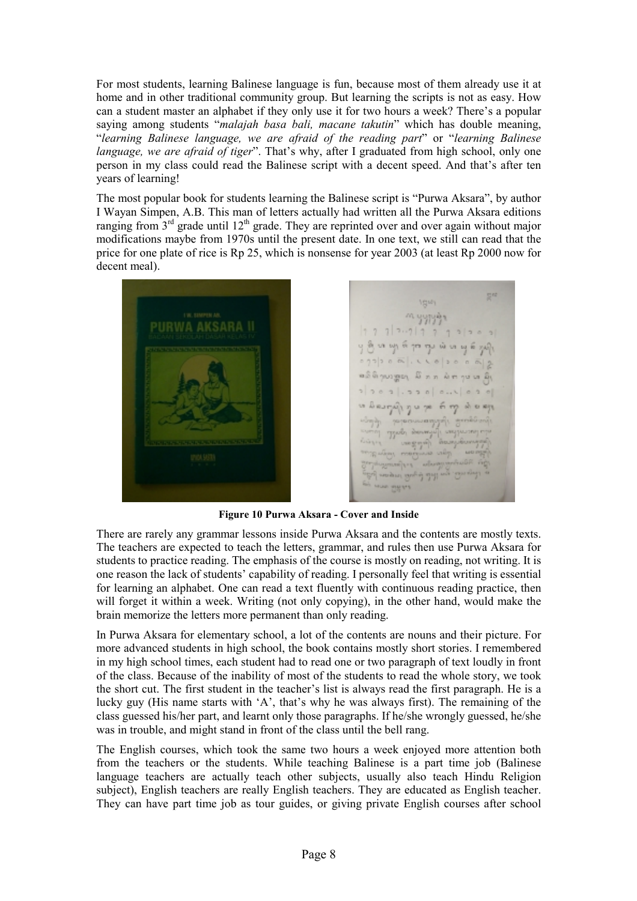For most students, learning Balinese language is fun, because most of them already use it at home and in other traditional community group. But learning the scripts is not as easy. How can a student master an alphabet if they only use it for two hours a week? There's a popular saying among students "*malajah basa bali, macane takutin*" which has double meaning, "*learning Balinese language, we are afraid of the reading part*" or "*learning Balinese language, we are afraid of tiger*". That's why, after I graduated from high school, only one person in my class could read the Balinese script with a decent speed. And that's after ten years of learning!

The most popular book for students learning the Balinese script is "Purwa Aksara", by author I Wayan Simpen, A.B. This man of letters actually had written all the Purwa Aksara editions ranging from 3rd grade until 12th grade. They are reprinted over and over again without major modifications maybe from 1970s until the present date. In one text, we still can read that the price for one plate of rice is Rp 25, which is nonsense for year 2003 (at least Rp 2000 now for decent meal).

**Figure 10 Purwa Aksara - Cover and Inside**

There are rarely any grammar lessons inside Purwa Aksara and the contents are mostly texts. The teachers are expected to teach the letters, grammar, and rules then use Purwa Aksara for students to practice reading. The emphasis of the course is mostly on reading, not writing. It is one reason the lack of students' capability of reading. I personally feel that writing is essential for learning an alphabet. One can read a text fluently with continuous reading practice, then will forget it within a week. Writing (not only copying), in the other hand, would make the brain memorize the letters more permanent than only reading.

In Purwa Aksara for elementary school, a lot of the contents are nouns and their picture. For more advanced students in high school, the book contains mostly short stories. I remembered in my high school times, each student had to read one or two paragraph of text loudly in front of the class. Because of the inability of most of the students to read the whole story, we took the short cut. The first student in the teacher's list is always read the first paragraph. He is a lucky guy (His name starts with 'A', that's why he was always first). The remaining of the class guessed his/her part, and learnt only those paragraphs. If he/she wrongly guessed, he/she was in trouble, and might stand in front of the class until the bell rang.

The English courses, which took the same two hours a week enjoyed more attention both from the teachers or the students. While teaching Balinese is a part time job (Balinese language teachers are actually teach other subjects, usually also teach Hindu Religion subject), English teachers are really English teachers. They are educated as English teacher. They can have part time job as tour guides, or giving private English courses after school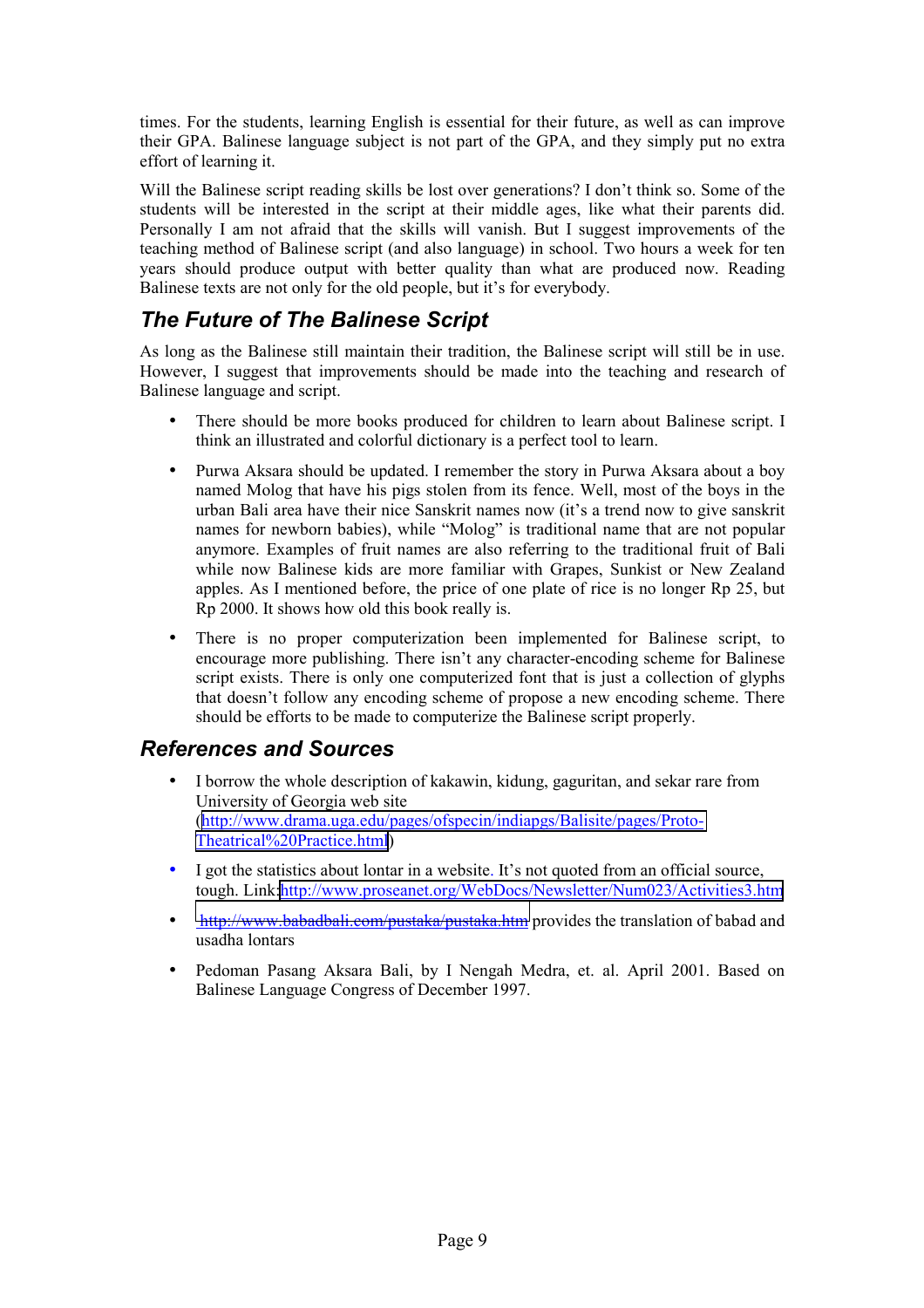times. For the students, learning English is essential for their future, as well as can improve their GPA. Balinese language subject is not part of the GPA, and they simply put no extra effort of learning it.

Will the Balinese script reading skills be lost over generations? I don't think so. Some of the students will be interested in the script at their middle ages, like what their parents did. Personally I am not afraid that the skills will vanish. But I suggest improvements of the teaching method of Balinese script (and also language) in school. Two hours a week for ten years should produce output with better quality than what are produced now. Reading Balinese texts are not only for the old people, but it's for everybody.

## The Future of The Balinese Script

As long as the Balinese still maintain their tradition, the Balinese script will still be in use. However, I suggest that improvements should be made into the teaching and research of Balinese language and script.

- There should be more books produced for children to learn about Balinese script. I think an illustrated and colorful dictionary is a perfect tool to learn.
- Purwa Aksara should be updated. I remember the story in Purwa Aksara about a boy named Molog that have his pigs stolen from its fence. Well, most of the boys in the urban Bali area have their nice Sanskrit names now (it's a trend now to give sanskrit names for newborn babies), while "Molog" is traditional name that are not popular anymore. Examples of fruit names are also referring to the traditional fruit of Bali while now Balinese kids are more familiar with Grapes, Sunkist or New Zealand apples. As I mentioned before, the price of one plate of rice is no longer Rp 25, but Rp 2000. It shows how old this book really is.
- There is no proper computerization been implemented for Balinese script, to encourage more publishing. There isn't any character-encoding scheme for Balinese script exists. There is only one computerized font that is just a collection of glyphs that doesn't follow any encoding scheme of propose a new encoding scheme. There should be efforts to be made to computerize the Balinese script properly.

## References and Sources

- I borrow the whole description of kakawin, kidung, gaguritan, and sekar rare from University of Georgia web site (http://www.drama.uga.edu/pages/ofspecin/indiapgs/Balisite/pages/Proto-Theatrical%20Practice.html)
- I got the statistics about lontar in a website. It's not quoted from an official source, tough. Link: http://www.proseanet.org/WebDocs/Newsletter/Num023/Activities3.htm
- http://www.babadbali.com/pustaka/pustaka.htm provides the translation of babad and usadha lontars
- Pedoman Pasang Aksara Bali, by I Nengah Medra, et. al. April 2001. Based on Balinese Language Congress of December 1997.